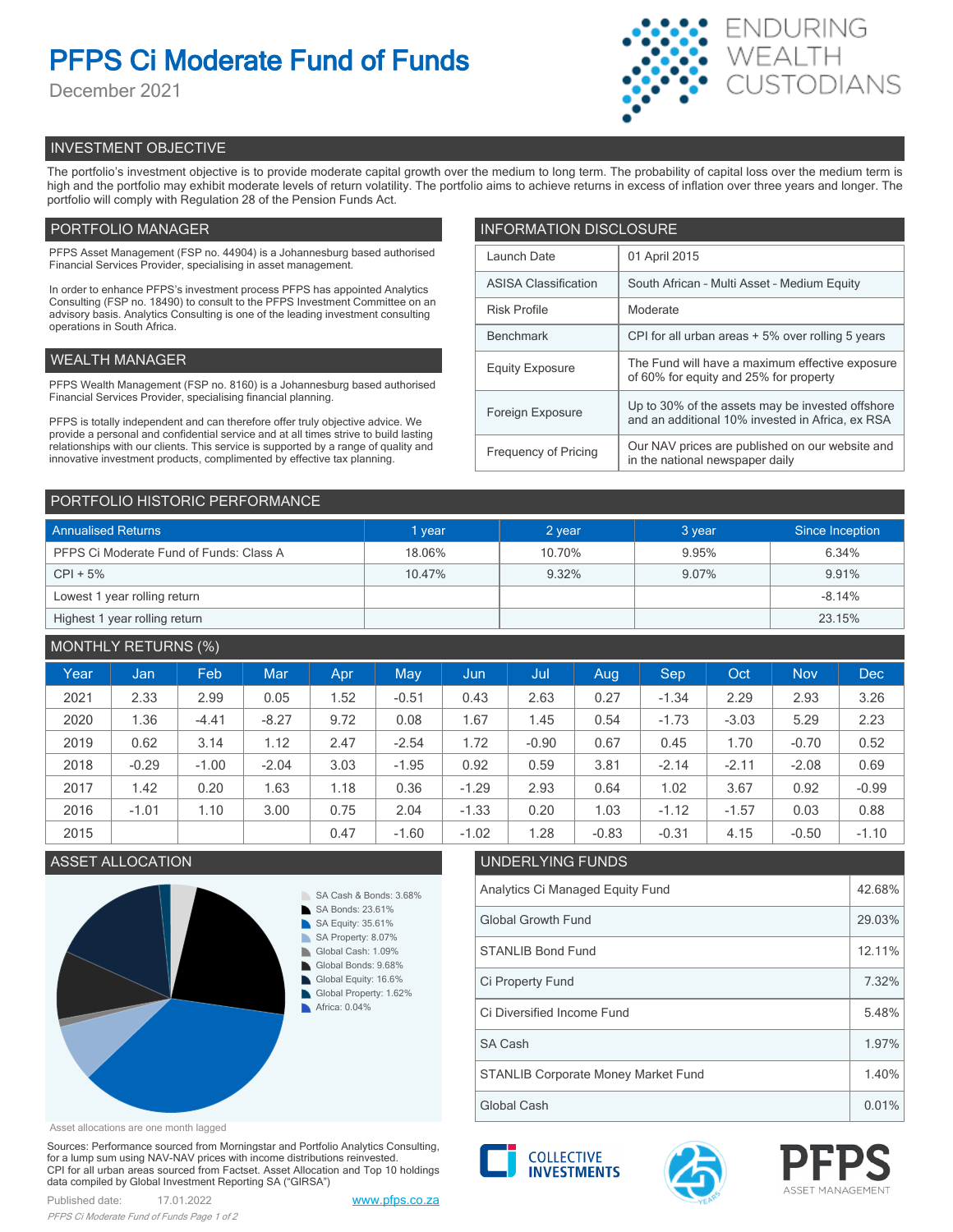# PFPS Ci Moderate Fund of Funds

December 2021

ENDURING WEALTH CUSTODIANS

## INVESTMENT OBJECTIVE

The portfolio's investment objective is to provide moderate capital growth over the medium to long term. The probability of capital loss over the medium term is high and the portfolio may exhibit moderate levels of return volatility. The portfolio aims to achieve returns in excess of inflation over three years and longer. The portfolio will comply with Regulation 28 of the Pension Funds Act.

## PORTFOLIO MANAGER

PFPS Asset Management (FSP no. 44904) is a Johannesburg based authorised Financial Services Provider, specialising in asset management.

In order to enhance PFPS's investment process PFPS has appointed Analytics Consulting (FSP no. 18490) to consult to the PFPS Investment Committee on an advisory basis. Analytics Consulting is one of the leading investment consulting operations in South Africa.

## WEALTH MANAGER

PFPS Wealth Management (FSP no. 8160) is a Johannesburg based authorised Financial Services Provider, specialising financial planning.

PFPS is totally independent and can therefore offer truly objective advice. We provide a personal and confidential service and at all times strive to build lasting relationships with our clients. This service is supported by a range of quality and innovative investment products, complimented by effective tax planning.

## INFORMATION DISCLOSURE

| | |
|---|---|
| Launch Date | 01 April 2015 |
| ASISA Classification | South African - Multi Asset - Medium Equity |
| Risk Profile | Moderate |
| Benchmark | CPI for all urban areas + 5% over rolling 5 years |
| Equity Exposure | The Fund will have a maximum effective exposure of 60% for equity and 25% for property |
| Foreign Exposure | Up to 30% of the assets may be invested offshore and an additional 10% invested in Africa, ex RSA |
| Frequency of Pricing | Our NAV prices are published on our website and in the national newspaper daily |

## PORTFOLIO HISTORIC PERFORMANCE

| Annualised Returns | 1 year | 2 year | 3 year | Since Inception |
|---|---|---|---|---|
| PFPS Ci Moderate Fund of Funds: Class A | 18.06% | 10.70% | 9.95% | 6.34% |
| CPI + 5% | 10.47% | 9.32% | 9.07% | 9.91% |
| Lowest 1 year rolling return | | | | -8.14% |
| Highest 1 year rolling return | | | | 23.15% |

## MONTHLY RETURNS (%)

| Year | Jan | Feb | Mar | Apr | May | Jun | Jul | Aug | Sep | Oct | Nov | Dec |
|---|---|---|---|---|---|---|---|---|---|---|---|---|
| 2021 | 2.33 | 2.99 | 0.05 | 1.52 | -0.51 | 0.43 | 2.63 | 0.27 | -1.34 | 2.29 | 2.93 | 3.26 |
| 2020 | 1.36 | -4.41 | -8.27 | 9.72 | 0.08 | 1.67 | 1.45 | 0.54 | -1.73 | -3.03 | 5.29 | 2.23 |
| 2019 | 0.62 | 3.14 | 1.12 | 2.47 | -2.54 | 1.72 | -0.90 | 0.67 | 0.45 | 1.70 | -0.70 | 0.52 |
| 2018 | -0.29 | -1.00 | -2.04 | 3.03 | -1.95 | 0.92 | 0.59 | 3.81 | -2.14 | -2.11 | -2.08 | 0.69 |
| 2017 | 1.42 | 0.20 | 1.63 | 1.18 | 0.36 | -1.29 | 2.93 | 0.64 | 1.02 | 3.67 | 0.92 | -0.99 |
| 2016 | -1.01 | 1.10 | 3.00 | 0.75 | 2.04 | -1.33 | 0.20 | 1.03 | -1.12 | -1.57 | 0.03 | 0.88 |
| 2015 | | | | 0.47 | -1.60 | -1.02 | 1.28 | -0.83 | -0.31 | 4.15 | -0.50 | -1.10 |

## ASSET ALLOCATION

- SA Cash & Bonds: 3.68%
- SA Bonds: 23.61%
- SA Equity: 35.61%
- SA Property: 8.07%
- Global Cash: 1.09%
- Global Bonds: 9.68%
- Global Equity: 16.6%
- Global Property: 1.62%
- Africa: 0.04%

Asset allocations are one month lagged

## UNDERLYING FUNDS

| | |
|---|---|
| Analytics Ci Managed Equity Fund | 42.68% |
| Global Growth Fund | 29.03% |
| STANLIB Bond Fund | 12.11% |
| Ci Property Fund | 7.32% |
| Ci Diversified Income Fund | 5.48% |
| SA Cash | 1.97% |
| STANLIB Corporate Money Market Fund | 1.40% |
| Global Cash | 0.01% |

Sources: Performance sourced from Morningstar and Portfolio Analytics Consulting, for a lump sum using NAV-NAV prices with income distributions reinvested. CPI for all urban areas sourced from Factset. Asset Allocation and Top 10 holdings data compiled by Global Investment Reporting SA ("GIRSA")

Published date: 17.01.2022

www.pfps.co.za

COLLECTIVE INVESTMENTS

PFPS ASSET MANAGEMENT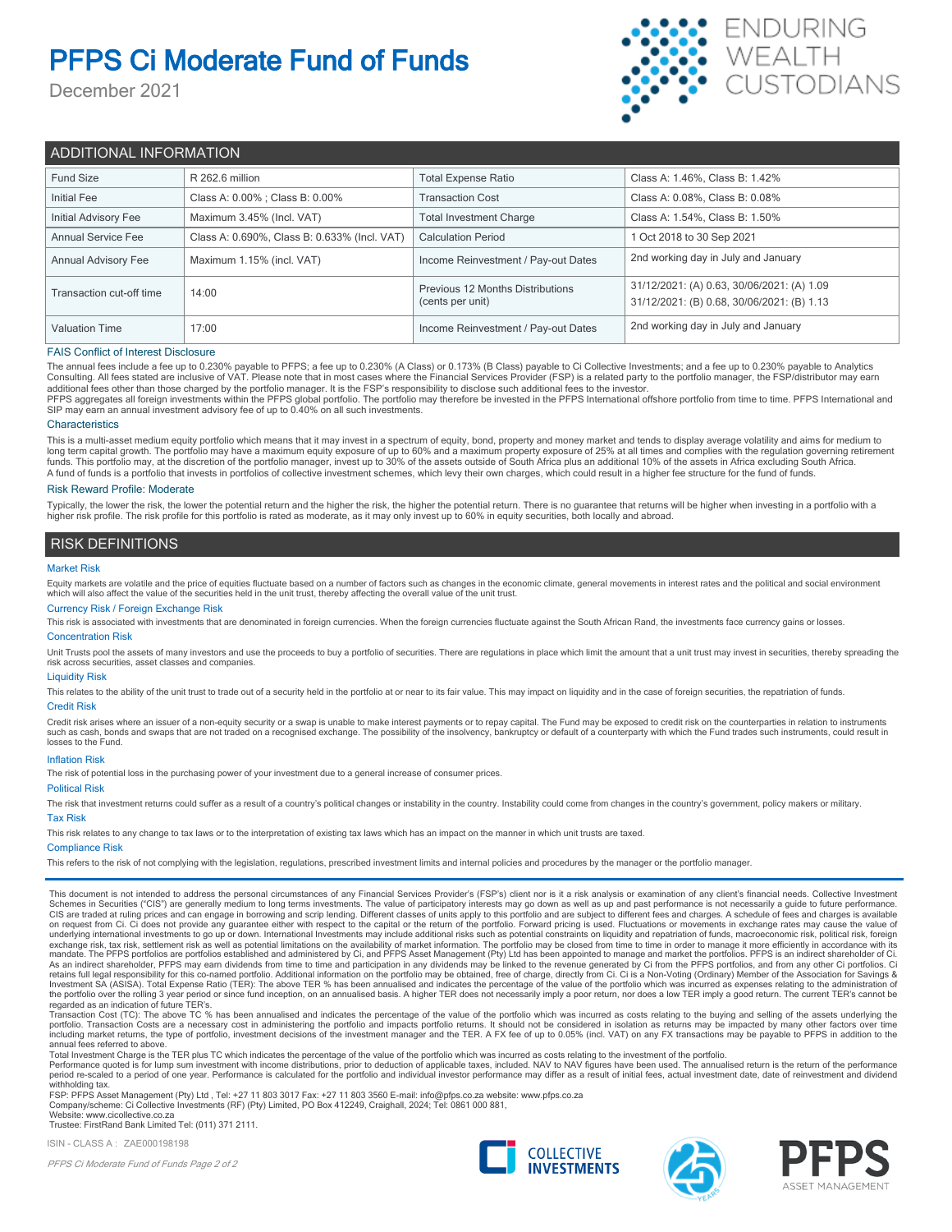# PFPS Ci Moderate Fund of Funds

December 2021

ENDURING WEALTH CUSTODIANS

## ADDITIONAL INFORMATION

| | | | |
|---|---|---|---|
| Fund Size | R 262.6 million | Total Expense Ratio | Class A: 1.46%, Class B: 1.42% |
| Initial Fee | Class A: 0.00% ; Class B: 0.00% | Transaction Cost | Class A: 0.08%, Class B: 0.08% |
| Initial Advisory Fee | Maximum 3.45% (Incl. VAT) | Total Investment Charge | Class A: 1.54%, Class B: 1.50% |
| Annual Service Fee | Class A: 0.690%, Class B: 0.633% (Incl. VAT) | Calculation Period | 1 Oct 2018 to 30 Sep 2021 |
| Annual Advisory Fee | Maximum 1.15% (incl. VAT) | Income Reinvestment / Pay-out Dates | 2nd working day in July and January |
| Transaction cut-off time | 14:00 | Previous 12 Months Distributions (cents per unit) | 31/12/2021: (A) 0.63, 30/06/2021: (A) 1.09<br>31/12/2021: (B) 0.68, 30/06/2021: (B) 1.13 |
| Valuation Time | 17:00 | Income Reinvestment / Pay-out Dates | 2nd working day in July and January |

### FAIS Conflict of Interest Disclosure

The annual fees include a fee up to 0.230% payable to PFPS; a fee up to 0.230% (A Class) or 0.173% (B Class) payable to Ci Collective Investments; and a fee up to 0.230% payable to Analytics Consulting. All fees stated are inclusive of VAT. Please note that in most cases where the Financial Services Provider (FSP) is a related party to the portfolio manager, the FSP/distributor may earn additional fees other than those charged by the portfolio manager. It is the FSP's responsibility to disclose such additional fees to the investor.
PFPS aggregates all foreign investments within the PFPS global portfolio. The portfolio may therefore be invested in the PFPS International offshore portfolio from time to time. PFPS International and SIP may earn an annual investment advisory fee of up to 0.40% on all such investments.

### Characteristics

This is a multi-asset medium equity portfolio which means that it may invest in a spectrum of equity, bond, property and money market and tends to display average volatility and aims for medium to long term capital growth. The portfolio may have a maximum equity exposure of up to 60% and a maximum property exposure of 25% at all times and complies with the regulation governing retirement funds. This portfolio may, at the discretion of the portfolio manager, invest up to 30% of the assets outside of South Africa plus an additional 10% of the assets in Africa excluding South Africa.
A fund of funds is a portfolio that invests in portfolios of collective investment schemes, which levy their own charges, which could result in a higher fee structure for the fund of funds.

### Risk Reward Profile: Moderate

Typically, the lower the risk, the lower the potential return and the higher the risk, the higher the potential return. There is no guarantee that returns will be higher when investing in a portfolio with a higher risk profile. The risk profile for this portfolio is rated as moderate, as it may only invest up to 60% in equity securities, both locally and abroad.

## RISK DEFINITIONS

### Market Risk

Equity markets are volatile and the price of equities fluctuate based on a number of factors such as changes in the economic climate, general movements in interest rates and the political and social environment which will also affect the value of the securities held in the unit trust, thereby affecting the overall value of the unit trust.

### Currency Risk / Foreign Exchange Risk

This risk is associated with investments that are denominated in foreign currencies. When the foreign currencies fluctuate against the South African Rand, the investments face currency gains or losses.

### Concentration Risk

Unit Trusts pool the assets of many investors and use the proceeds to buy a portfolio of securities. There are regulations in place which limit the amount that a unit trust may invest in securities, thereby spreading the risk across securities, asset classes and companies.

### Liquidity Risk

This relates to the ability of the unit trust to trade out of a security held in the portfolio at or near to its fair value. This may impact on liquidity and in the case of foreign securities, the repatriation of funds.

### Credit Risk

Credit risk arises where an issuer of a non-equity security or a swap is unable to make interest payments or to repay capital. The Fund may be exposed to credit risk on the counterparties in relation to instruments such as cash, bonds and swaps that are not traded on a recognised exchange. The possibility of the insolvency, bankruptcy or default of a counterparty with which the Fund trades such instruments, could result in losses to the Fund.

### Inflation Risk

The risk of potential loss in the purchasing power of your investment due to a general increase of consumer prices.

### Political Risk

The risk that investment returns could suffer as a result of a country's political changes or instability in the country. Instability could come from changes in the country's government, policy makers or military.

### Tax Risk

This risk relates to any change to tax laws or to the interpretation of existing tax laws which has an impact on the manner in which unit trusts are taxed.

### Compliance Risk

This refers to the risk of not complying with the legislation, regulations, prescribed investment limits and internal policies and procedures by the manager or the portfolio manager.

This document is not intended to address the personal circumstances of any Financial Services Provider's (FSP's) client nor is it a risk analysis or examination of any client's financial needs. Collective Investment Schemes in Securities ("CIS") are generally medium to long terms investments. The value of participatory interests may go down as well as up and past performance is not necessarily a guide to future performance. CIS are traded at ruling prices and can engage in borrowing and scrip lending. Different classes of units apply to this portfolio and are subject to different fees and charges. A schedule of fees and charges is available on request from Ci. Ci does not provide any guarantee either with respect to the capital or the return of the portfolio. Forward pricing is used. Fluctuations or movements in exchange rates may cause the value of underlying international investments to go up or down. International Investments may include additional risks such as potential constraints on liquidity and repatriation of funds, macroeconomic risk, political risk, foreign exchange risk, tax risk, settlement risk as well as potential limitations on the availability of market information. The portfolio may be closed from time to time in order to manage it more efficiently in accordance with its mandate. The PFPS portfolios are portfolios established and administered by Ci, and PFPS Asset Management (Pty) Ltd has been appointed to manage and market the portfolios. PFPS is an indirect shareholder of Ci. As an indirect shareholder, PFPS may earn dividends from time to time and participation in any dividends may be linked to the revenue generated by Ci from the PFPS portfolios, and from any other Ci portfolios. Ci retains full legal responsibility for this co-named portfolio. Additional information on the portfolio may be obtained, free of charge, directly from Ci. Ci is a Non-Voting (Ordinary) Member of the Association for Savings & Investment SA (ASISA). Total Expense Ratio (TER): The above TER % has been annualised and indicates the percentage of the value of the portfolio which was incurred as expenses relating to the administration of the portfolio over the rolling 3 year period or since fund inception, on an annualised basis. A higher TER does not necessarily imply a poor return, nor does a low TER imply a good return. The current TER's cannot be regarded as an indication of future TER's.
Transaction Cost (TC): The above TC % has been annualised and indicates the percentage of the value of the portfolio which was incurred as costs relating to the buying and selling of the assets underlying the portfolio. Transaction Costs are a necessary cost in administering the portfolio and impacts portfolio returns. It should not be considered in isolation as returns may be impacted by many other factors over time including market returns, the type of portfolio, investment decisions of the investment manager and the TER. A FX fee of up to 0.05% (incl. VAT) on any FX transactions may be payable to PFPS in addition to the annual fees referred to above.
Total Investment Charge is the TER plus TC which indicates the percentage of the value of the portfolio which was incurred as costs relating to the investment of the portfolio.
Performance quoted is for lump sum investment with income distributions, prior to deduction of applicable taxes, included. NAV to NAV figures have been used. The annualised return is the return of the performance period re-scaled to a period of one year. Performance is calculated for the portfolio and individual investor performance may differ as a result of initial fees, actual investment date, date of reinvestment and dividend withholding tax.
FSP: PFPS Asset Management (Pty) Ltd , Tel: +27 11 803 3017 Fax: +27 11 803 3560 E-mail: info@pfps.co.za website: www.pfps.co.za
Company/scheme: Ci Collective Investments (RF) (Pty) Limited, PO Box 412249, Craighall, 2024; Tel: 0861 000 881,
Website: www.cicollective.co.za
Trustee: FirstRand Bank Limited Tel: (011) 371 2111.

ISIN - CLASS A : ZAE000198198

COLLECTIVE INVESTMENTS

PFPS ASSET MANAGEMENT